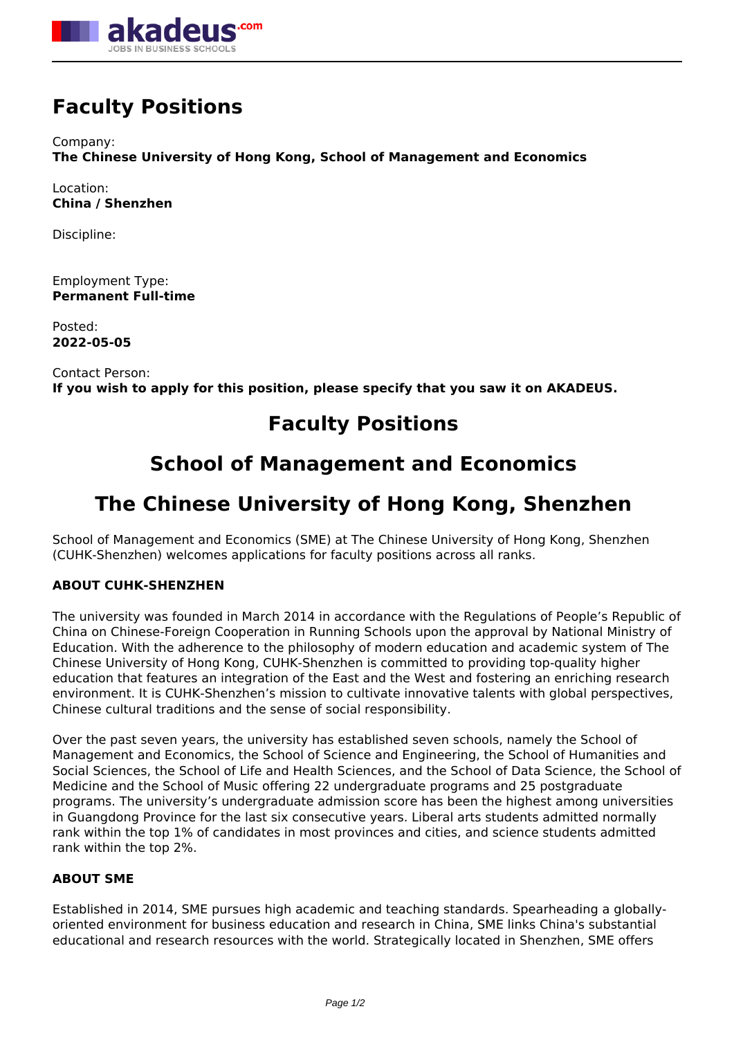# Faculty Positions

Company:
**The Chinese University of Hong Kong, School of Management and Economics**

Location:
**China / Shenzhen**

Discipline:

Employment Type:
**Permanent Full-time**

Posted:
**2022-05-05**

Contact Person:
**If you wish to apply for this position, please specify that you saw it on AKADEUS.**

## Faculty Positions

## School of Management and Economics

## The Chinese University of Hong Kong, Shenzhen

School of Management and Economics (SME) at The Chinese University of Hong Kong, Shenzhen (CUHK-Shenzhen) welcomes applications for faculty positions across all ranks.

**ABOUT CUHK-SHENZHEN**

The university was founded in March 2014 in accordance with the Regulations of People's Republic of China on Chinese-Foreign Cooperation in Running Schools upon the approval by National Ministry of Education. With the adherence to the philosophy of modern education and academic system of The Chinese University of Hong Kong, CUHK-Shenzhen is committed to providing top-quality higher education that features an integration of the East and the West and fostering an enriching research environment. It is CUHK-Shenzhen's mission to cultivate innovative talents with global perspectives, Chinese cultural traditions and the sense of social responsibility.

Over the past seven years, the university has established seven schools, namely the School of Management and Economics, the School of Science and Engineering, the School of Humanities and Social Sciences, the School of Life and Health Sciences, and the School of Data Science, the School of Medicine and the School of Music offering 22 undergraduate programs and 25 postgraduate programs. The university's undergraduate admission score has been the highest among universities in Guangdong Province for the last six consecutive years. Liberal arts students admitted normally rank within the top 1% of candidates in most provinces and cities, and science students admitted rank within the top 2%.

**ABOUT SME**

Established in 2014, SME pursues high academic and teaching standards. Spearheading a globally-oriented environment for business education and research in China, SME links China's substantial educational and research resources with the world. Strategically located in Shenzhen, SME offers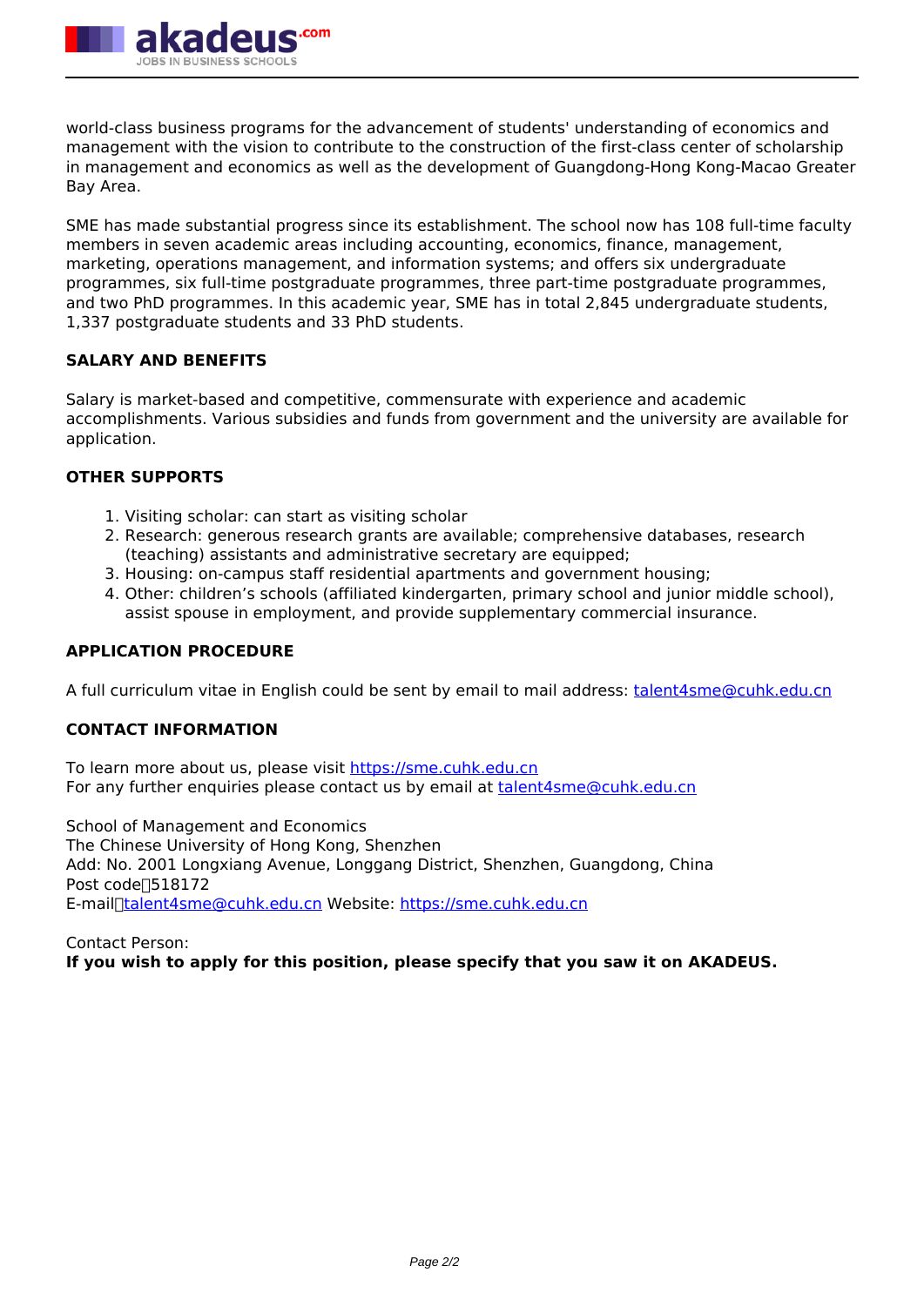world-class business programs for the advancement of students' understanding of economics and management with the vision to contribute to the construction of the first-class center of scholarship in management and economics as well as the development of Guangdong-Hong Kong-Macao Greater Bay Area.

SME has made substantial progress since its establishment. The school now has 108 full-time faculty members in seven academic areas including accounting, economics, finance, management, marketing, operations management, and information systems; and offers six undergraduate programmes, six full-time postgraduate programmes, three part-time postgraduate programmes, and two PhD programmes. In this academic year, SME has in total 2,845 undergraduate students, 1,337 postgraduate students and 33 PhD students.

**SALARY AND BENEFITS**

Salary is market-based and competitive, commensurate with experience and academic accomplishments. Various subsidies and funds from government and the university are available for application.

**OTHER SUPPORTS**

1. Visiting scholar: can start as visiting scholar
2. Research: generous research grants are available; comprehensive databases, research (teaching) assistants and administrative secretary are equipped;
3. Housing: on-campus staff residential apartments and government housing;
4. Other: children’s schools (affiliated kindergarten, primary school and junior middle school), assist spouse in employment, and provide supplementary commercial insurance.

**APPLICATION PROCEDURE**

A full curriculum vitae in English could be sent by email to mail address: talent4sme@cuhk.edu.cn

**CONTACT INFORMATION**

To learn more about us, please visit https://sme.cuhk.edu.cn
For any further enquiries please contact us by email at talent4sme@cuhk.edu.cn

School of Management and Economics
The Chinese University of Hong Kong, Shenzhen
Add: No. 2001 Longxiang Avenue, Longgang District, Shenzhen, Guangdong, China
Post code：518172
E-mail：talent4sme@cuhk.edu.cn Website: https://sme.cuhk.edu.cn

Contact Person:
**If you wish to apply for this position, please specify that you saw it on AKADEUS.**